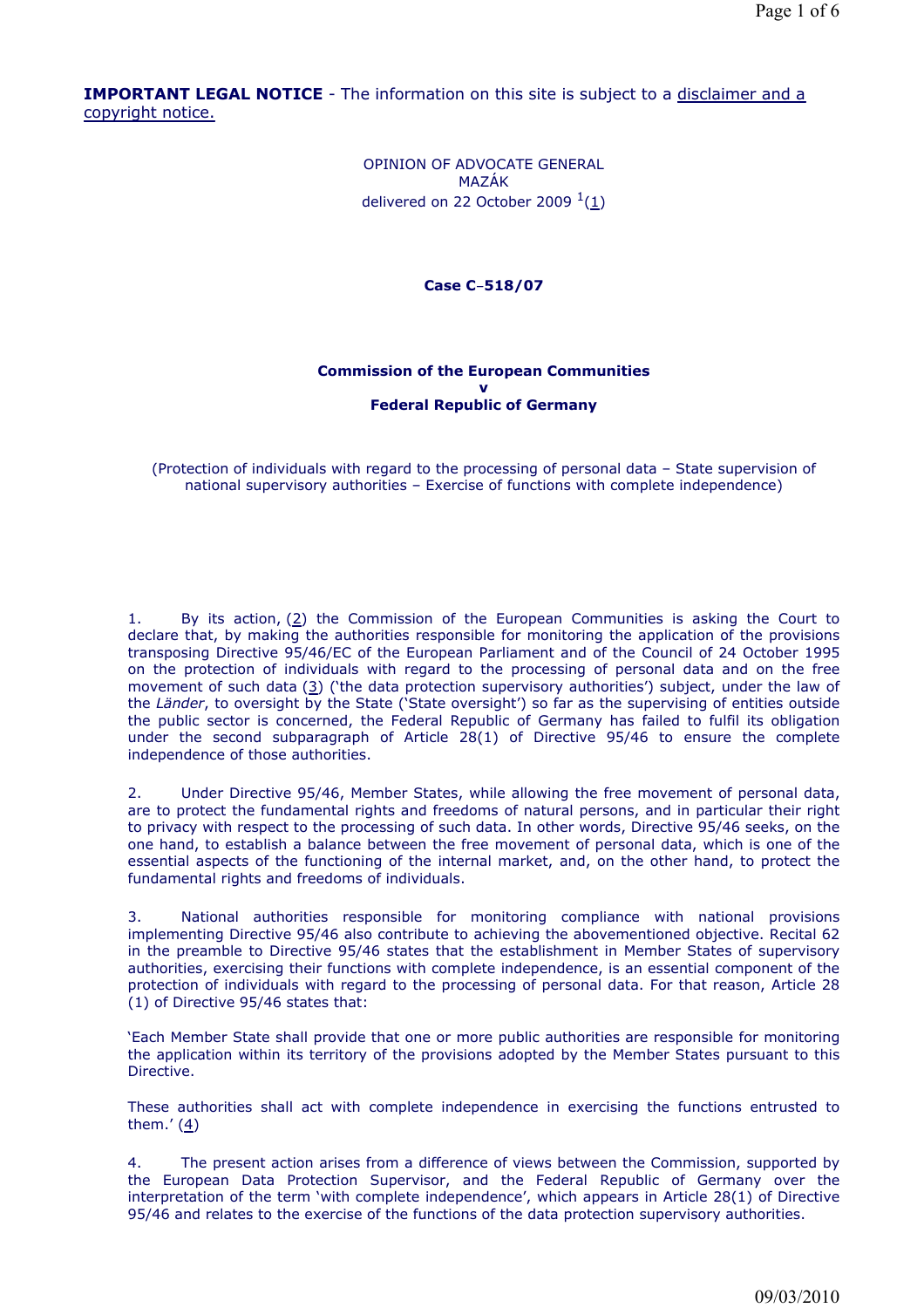**IMPORTANT LEGAL NOTICE** - The information on this site is subject to a disclaimer and a copyright notice.

OPINION OF ADVOCATE GENERAL
MAZÁK
delivered on 22 October 2009 [1](1)

**Case C**‑**518/07**

**Commission of the European Communities**
**v**
**Federal Republic of Germany**

(Protection of individuals with regard to the processing of personal data – State supervision of national supervisory authorities – Exercise of functions with complete independence)

1. By its action, (2) the Commission of the European Communities is asking the Court to declare that, by making the authorities responsible for monitoring the application of the provisions transposing Directive 95/46/EC of the European Parliament and of the Council of 24 October 1995 on the protection of individuals with regard to the processing of personal data and on the free movement of such data (3) ('the data protection supervisory authorities') subject, under the law of the *Länder*, to oversight by the State ('State oversight') so far as the supervising of entities outside the public sector is concerned, the Federal Republic of Germany has failed to fulfil its obligation under the second subparagraph of Article 28(1) of Directive 95/46 to ensure the complete independence of those authorities.

2. Under Directive 95/46, Member States, while allowing the free movement of personal data, are to protect the fundamental rights and freedoms of natural persons, and in particular their right to privacy with respect to the processing of such data. In other words, Directive 95/46 seeks, on the one hand, to establish a balance between the free movement of personal data, which is one of the essential aspects of the functioning of the internal market, and, on the other hand, to protect the fundamental rights and freedoms of individuals.

3. National authorities responsible for monitoring compliance with national provisions implementing Directive 95/46 also contribute to achieving the abovementioned objective. Recital 62 in the preamble to Directive 95/46 states that the establishment in Member States of supervisory authorities, exercising their functions with complete independence, is an essential component of the protection of individuals with regard to the processing of personal data. For that reason, Article 28 (1) of Directive 95/46 states that:

'Each Member State shall provide that one or more public authorities are responsible for monitoring the application within its territory of the provisions adopted by the Member States pursuant to this Directive.

These authorities shall act with complete independence in exercising the functions entrusted to them.' (4)

4. The present action arises from a difference of views between the Commission, supported by the European Data Protection Supervisor, and the Federal Republic of Germany over the interpretation of the term 'with complete independence', which appears in Article 28(1) of Directive 95/46 and relates to the exercise of the functions of the data protection supervisory authorities.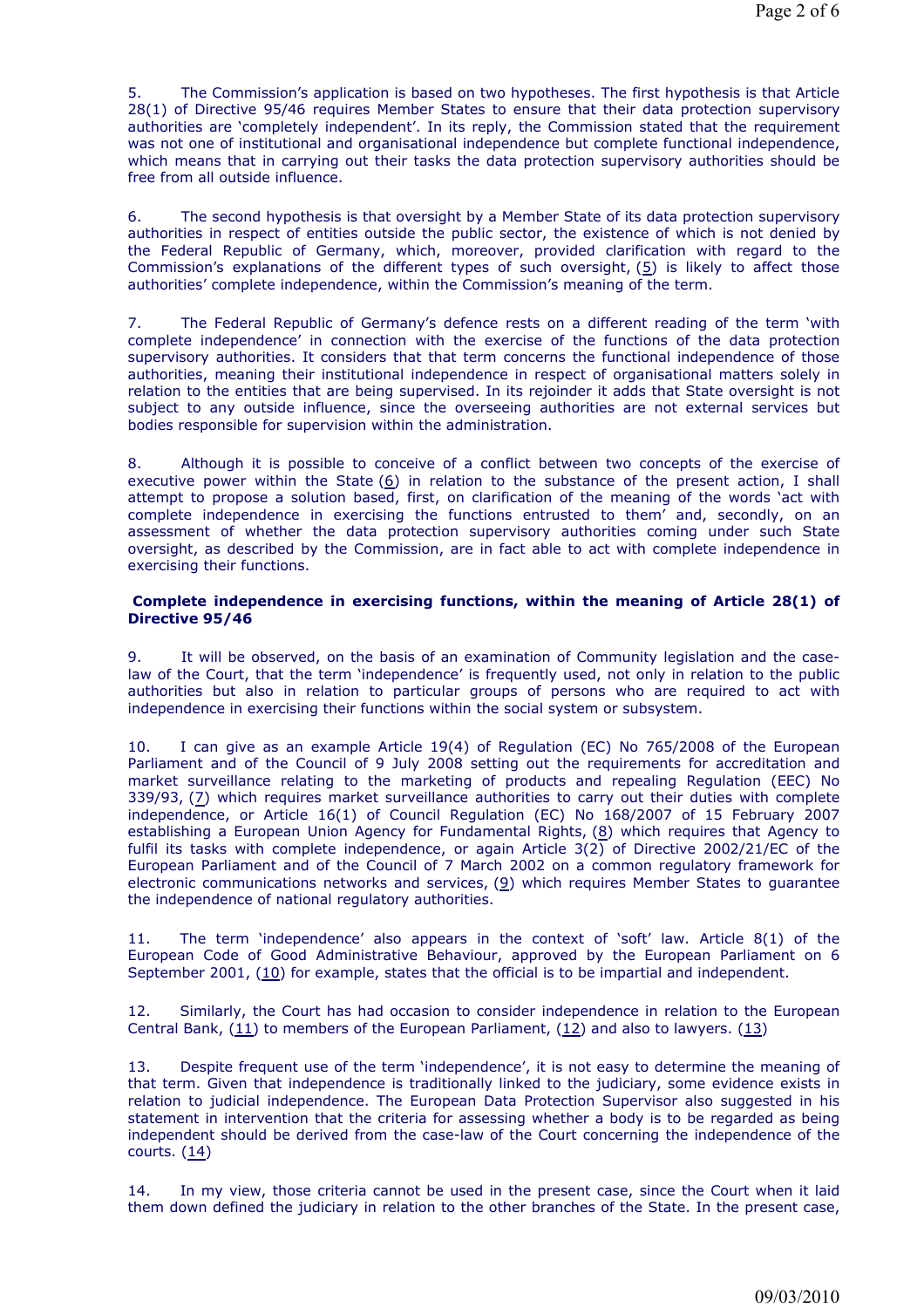5. The Commission's application is based on two hypotheses. The first hypothesis is that Article 28(1) of Directive 95/46 requires Member States to ensure that their data protection supervisory authorities are 'completely independent'. In its reply, the Commission stated that the requirement was not one of institutional and organisational independence but complete functional independence, which means that in carrying out their tasks the data protection supervisory authorities should be free from all outside influence.

6. The second hypothesis is that oversight by a Member State of its data protection supervisory authorities in respect of entities outside the public sector, the existence of which is not denied by the Federal Republic of Germany, which, moreover, provided clarification with regard to the Commission's explanations of the different types of such oversight, (5) is likely to affect those authorities' complete independence, within the Commission's meaning of the term.

7. The Federal Republic of Germany's defence rests on a different reading of the term 'with complete independence' in connection with the exercise of the functions of the data protection supervisory authorities. It considers that that term concerns the functional independence of those authorities, meaning their institutional independence in respect of organisational matters solely in relation to the entities that are being supervised. In its rejoinder it adds that State oversight is not subject to any outside influence, since the overseeing authorities are not external services but bodies responsible for supervision within the administration.

8. Although it is possible to conceive of a conflict between two concepts of the exercise of executive power within the State (6) in relation to the substance of the present action, I shall attempt to propose a solution based, first, on clarification of the meaning of the words 'act with complete independence in exercising the functions entrusted to them' and, secondly, on an assessment of whether the data protection supervisory authorities coming under such State oversight, as described by the Commission, are in fact able to act with complete independence in exercising their functions.

**Complete independence in exercising functions, within the meaning of Article 28(1) of Directive 95/46**

9. It will be observed, on the basis of an examination of Community legislation and the case-law of the Court, that the term 'independence' is frequently used, not only in relation to the public authorities but also in relation to particular groups of persons who are required to act with independence in exercising their functions within the social system or subsystem.

10. I can give as an example Article 19(4) of Regulation (EC) No 765/2008 of the European Parliament and of the Council of 9 July 2008 setting out the requirements for accreditation and market surveillance relating to the marketing of products and repealing Regulation (EEC) No 339/93, (7) which requires market surveillance authorities to carry out their duties with complete independence, or Article 16(1) of Council Regulation (EC) No 168/2007 of 15 February 2007 establishing a European Union Agency for Fundamental Rights, (8) which requires that Agency to fulfil its tasks with complete independence, or again Article 3(2) of Directive 2002/21/EC of the European Parliament and of the Council of 7 March 2002 on a common regulatory framework for electronic communications networks and services, (9) which requires Member States to guarantee the independence of national regulatory authorities.

11. The term 'independence' also appears in the context of 'soft' law. Article 8(1) of the European Code of Good Administrative Behaviour, approved by the European Parliament on 6 September 2001, (10) for example, states that the official is to be impartial and independent.

12. Similarly, the Court has had occasion to consider independence in relation to the European Central Bank, (11) to members of the European Parliament, (12) and also to lawyers. (13)

13. Despite frequent use of the term 'independence', it is not easy to determine the meaning of that term. Given that independence is traditionally linked to the judiciary, some evidence exists in relation to judicial independence. The European Data Protection Supervisor also suggested in his statement in intervention that the criteria for assessing whether a body is to be regarded as being independent should be derived from the case-law of the Court concerning the independence of the courts. (14)

14. In my view, those criteria cannot be used in the present case, since the Court when it laid them down defined the judiciary in relation to the other branches of the State. In the present case,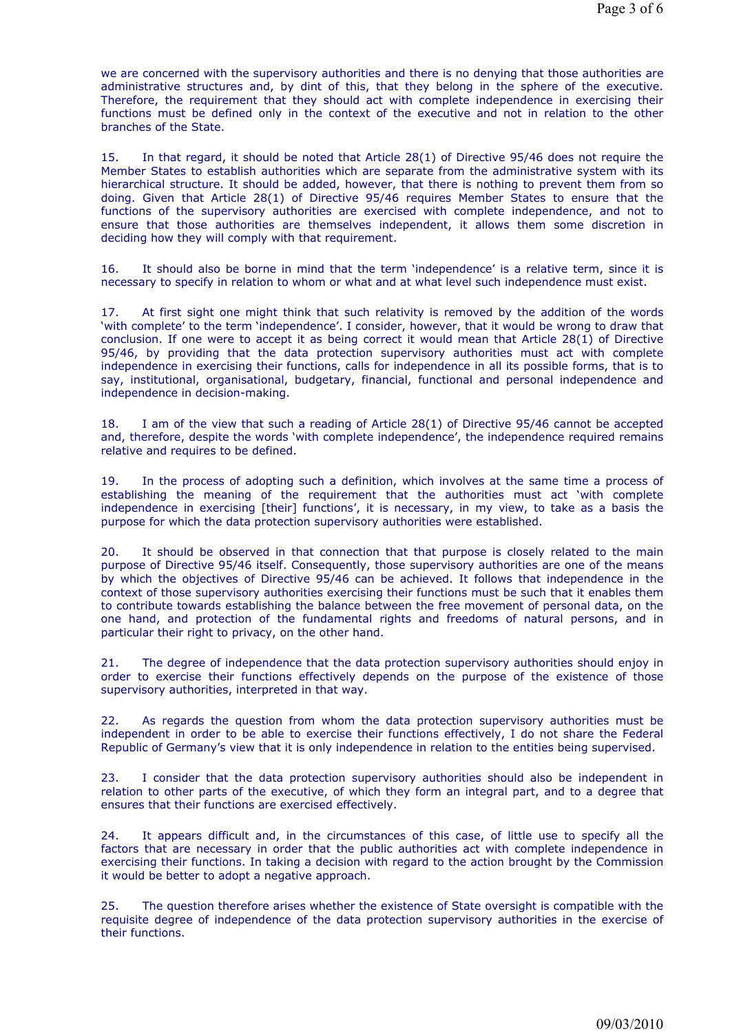we are concerned with the supervisory authorities and there is no denying that those authorities are administrative structures and, by dint of this, that they belong in the sphere of the executive. Therefore, the requirement that they should act with complete independence in exercising their functions must be defined only in the context of the executive and not in relation to the other branches of the State.

15. In that regard, it should be noted that Article 28(1) of Directive 95/46 does not require the Member States to establish authorities which are separate from the administrative system with its hierarchical structure. It should be added, however, that there is nothing to prevent them from so doing. Given that Article 28(1) of Directive 95/46 requires Member States to ensure that the functions of the supervisory authorities are exercised with complete independence, and not to ensure that those authorities are themselves independent, it allows them some discretion in deciding how they will comply with that requirement.

16. It should also be borne in mind that the term 'independence' is a relative term, since it is necessary to specify in relation to whom or what and at what level such independence must exist.

17. At first sight one might think that such relativity is removed by the addition of the words 'with complete' to the term 'independence'. I consider, however, that it would be wrong to draw that conclusion. If one were to accept it as being correct it would mean that Article 28(1) of Directive 95/46, by providing that the data protection supervisory authorities must act with complete independence in exercising their functions, calls for independence in all its possible forms, that is to say, institutional, organisational, budgetary, financial, functional and personal independence and independence in decision-making.

18. I am of the view that such a reading of Article 28(1) of Directive 95/46 cannot be accepted and, therefore, despite the words 'with complete independence', the independence required remains relative and requires to be defined.

19. In the process of adopting such a definition, which involves at the same time a process of establishing the meaning of the requirement that the authorities must act 'with complete independence in exercising [their] functions', it is necessary, in my view, to take as a basis the purpose for which the data protection supervisory authorities were established.

20. It should be observed in that connection that that purpose is closely related to the main purpose of Directive 95/46 itself. Consequently, those supervisory authorities are one of the means by which the objectives of Directive 95/46 can be achieved. It follows that independence in the context of those supervisory authorities exercising their functions must be such that it enables them to contribute towards establishing the balance between the free movement of personal data, on the one hand, and protection of the fundamental rights and freedoms of natural persons, and in particular their right to privacy, on the other hand.

21. The degree of independence that the data protection supervisory authorities should enjoy in order to exercise their functions effectively depends on the purpose of the existence of those supervisory authorities, interpreted in that way.

22. As regards the question from whom the data protection supervisory authorities must be independent in order to be able to exercise their functions effectively, I do not share the Federal Republic of Germany's view that it is only independence in relation to the entities being supervised.

23. I consider that the data protection supervisory authorities should also be independent in relation to other parts of the executive, of which they form an integral part, and to a degree that ensures that their functions are exercised effectively.

24. It appears difficult and, in the circumstances of this case, of little use to specify all the factors that are necessary in order that the public authorities act with complete independence in exercising their functions. In taking a decision with regard to the action brought by the Commission it would be better to adopt a negative approach.

25. The question therefore arises whether the existence of State oversight is compatible with the requisite degree of independence of the data protection supervisory authorities in the exercise of their functions.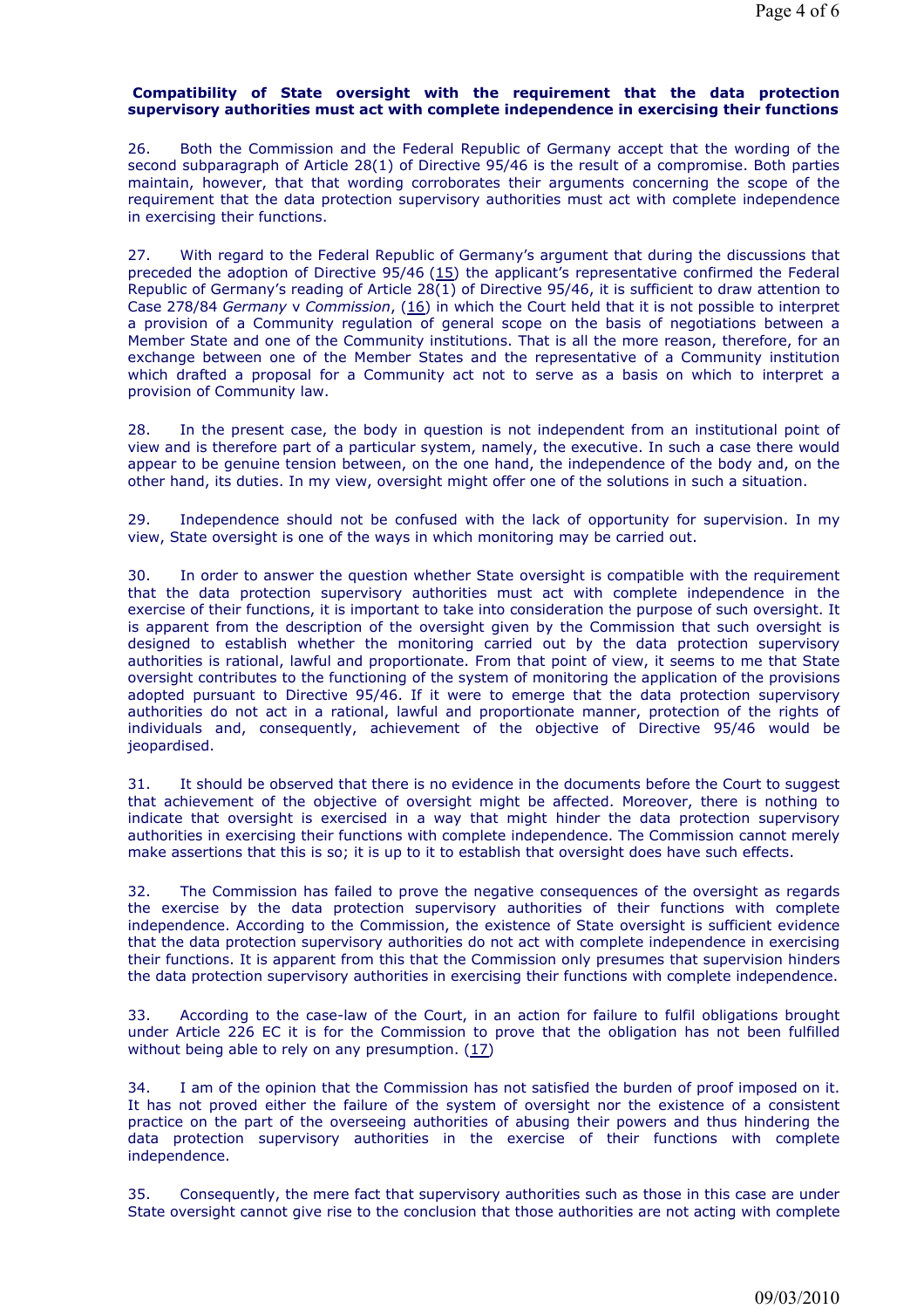**Compatibility of State oversight with the requirement that the data protection supervisory authorities must act with complete independence in exercising their functions**

26. Both the Commission and the Federal Republic of Germany accept that the wording of the second subparagraph of Article 28(1) of Directive 95/46 is the result of a compromise. Both parties maintain, however, that that wording corroborates their arguments concerning the scope of the requirement that the data protection supervisory authorities must act with complete independence in exercising their functions.

27. With regard to the Federal Republic of Germany's argument that during the discussions that preceded the adoption of Directive 95/46 (15) the applicant's representative confirmed the Federal Republic of Germany's reading of Article 28(1) of Directive 95/46, it is sufficient to draw attention to Case 278/84 *Germany* v *Commission*, (16) in which the Court held that it is not possible to interpret a provision of a Community regulation of general scope on the basis of negotiations between a Member State and one of the Community institutions. That is all the more reason, therefore, for an exchange between one of the Member States and the representative of a Community institution which drafted a proposal for a Community act not to serve as a basis on which to interpret a provision of Community law.

28. In the present case, the body in question is not independent from an institutional point of view and is therefore part of a particular system, namely, the executive. In such a case there would appear to be genuine tension between, on the one hand, the independence of the body and, on the other hand, its duties. In my view, oversight might offer one of the solutions in such a situation.

29. Independence should not be confused with the lack of opportunity for supervision. In my view, State oversight is one of the ways in which monitoring may be carried out.

30. In order to answer the question whether State oversight is compatible with the requirement that the data protection supervisory authorities must act with complete independence in the exercise of their functions, it is important to take into consideration the purpose of such oversight. It is apparent from the description of the oversight given by the Commission that such oversight is designed to establish whether the monitoring carried out by the data protection supervisory authorities is rational, lawful and proportionate. From that point of view, it seems to me that State oversight contributes to the functioning of the system of monitoring the application of the provisions adopted pursuant to Directive 95/46. If it were to emerge that the data protection supervisory authorities do not act in a rational, lawful and proportionate manner, protection of the rights of individuals and, consequently, achievement of the objective of Directive 95/46 would be jeopardised.

31. It should be observed that there is no evidence in the documents before the Court to suggest that achievement of the objective of oversight might be affected. Moreover, there is nothing to indicate that oversight is exercised in a way that might hinder the data protection supervisory authorities in exercising their functions with complete independence. The Commission cannot merely make assertions that this is so; it is up to it to establish that oversight does have such effects.

32. The Commission has failed to prove the negative consequences of the oversight as regards the exercise by the data protection supervisory authorities of their functions with complete independence. According to the Commission, the existence of State oversight is sufficient evidence that the data protection supervisory authorities do not act with complete independence in exercising their functions. It is apparent from this that the Commission only presumes that supervision hinders the data protection supervisory authorities in exercising their functions with complete independence.

33. According to the case-law of the Court, in an action for failure to fulfil obligations brought under Article 226 EC it is for the Commission to prove that the obligation has not been fulfilled without being able to rely on any presumption. (17)

34. I am of the opinion that the Commission has not satisfied the burden of proof imposed on it. It has not proved either the failure of the system of oversight nor the existence of a consistent practice on the part of the overseeing authorities of abusing their powers and thus hindering the data protection supervisory authorities in the exercise of their functions with complete independence.

35. Consequently, the mere fact that supervisory authorities such as those in this case are under State oversight cannot give rise to the conclusion that those authorities are not acting with complete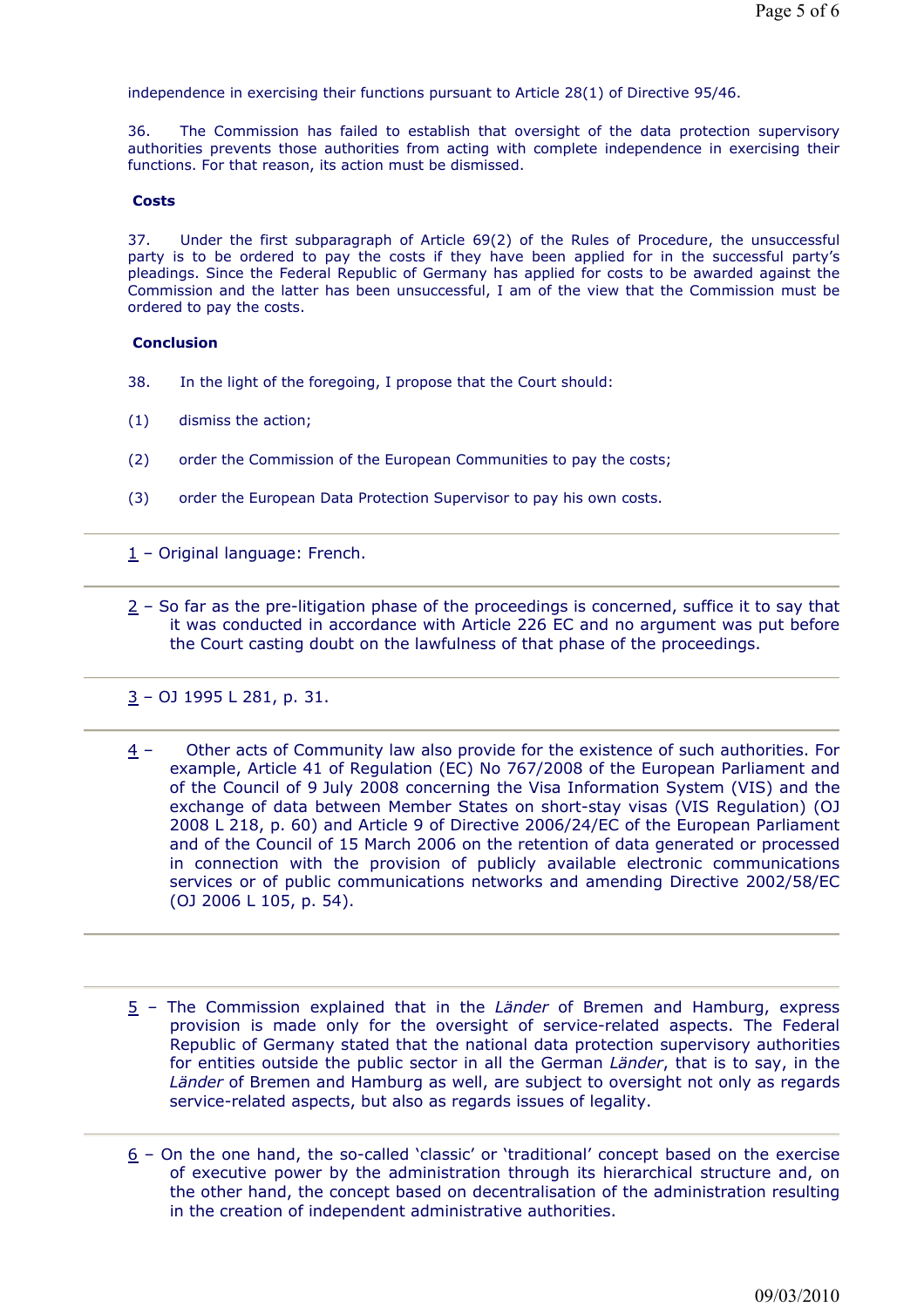independence in exercising their functions pursuant to Article 28(1) of Directive 95/46.

36. The Commission has failed to establish that oversight of the data protection supervisory authorities prevents those authorities from acting with complete independence in exercising their functions. For that reason, its action must be dismissed.

**Costs**

37. Under the first subparagraph of Article 69(2) of the Rules of Procedure, the unsuccessful party is to be ordered to pay the costs if they have been applied for in the successful party's pleadings. Since the Federal Republic of Germany has applied for costs to be awarded against the Commission and the latter has been unsuccessful, I am of the view that the Commission must be ordered to pay the costs.

**Conclusion**

38. In the light of the foregoing, I propose that the Court should:

(1) dismiss the action;

(2) order the Commission of the European Communities to pay the costs;

(3) order the European Data Protection Supervisor to pay his own costs.

---

1 – Original language: French.

---

2 – So far as the pre-litigation phase of the proceedings is concerned, suffice it to say that it was conducted in accordance with Article 226 EC and no argument was put before the Court casting doubt on the lawfulness of that phase of the proceedings.

---

3 – OJ 1995 L 281, p. 31.

---

4 – Other acts of Community law also provide for the existence of such authorities. For example, Article 41 of Regulation (EC) No 767/2008 of the European Parliament and of the Council of 9 July 2008 concerning the Visa Information System (VIS) and the exchange of data between Member States on short-stay visas (VIS Regulation) (OJ 2008 L 218, p. 60) and Article 9 of Directive 2006/24/EC of the European Parliament and of the Council of 15 March 2006 on the retention of data generated or processed in connection with the provision of publicly available electronic communications services or of public communications networks and amending Directive 2002/58/EC (OJ 2006 L 105, p. 54).

---

5 – The Commission explained that in the *Länder* of Bremen and Hamburg, express provision is made only for the oversight of service-related aspects. The Federal Republic of Germany stated that the national data protection supervisory authorities for entities outside the public sector in all the German *Länder*, that is to say, in the *Länder* of Bremen and Hamburg as well, are subject to oversight not only as regards service-related aspects, but also as regards issues of legality.

---

6 – On the one hand, the so-called 'classic' or 'traditional' concept based on the exercise of executive power by the administration through its hierarchical structure and, on the other hand, the concept based on decentralisation of the administration resulting in the creation of independent administrative authorities.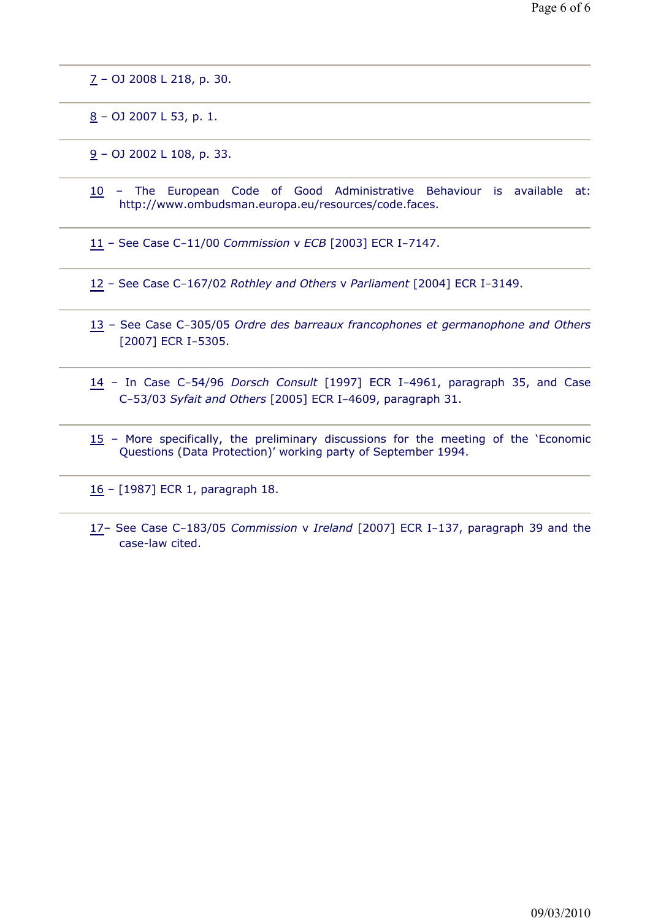7 – OJ 2008 L 218, p. 30.

---

8 – OJ 2007 L 53, p. 1.

---

9 – OJ 2002 L 108, p. 33.

---

10 – The European Code of Good Administrative Behaviour is available at: http://www.ombudsman.europa.eu/resources/code.faces.

---

11 – See Case C–11/00 *Commission* v *ECB* [2003] ECR I–7147.

---

12 – See Case C–167/02 *Rothley and Others* v *Parliament* [2004] ECR I–3149.

---

13 – See Case C–305/05 *Ordre des barreaux francophones et germanophone and Others* [2007] ECR I–5305.

---

14 – In Case C–54/96 *Dorsch Consult* [1997] ECR I–4961, paragraph 35, and Case C–53/03 *Syfait and Others* [2005] ECR I–4609, paragraph 31.

---

15 – More specifically, the preliminary discussions for the meeting of the 'Economic Questions (Data Protection)' working party of September 1994.

---

16 – [1987] ECR 1, paragraph 18.

---

17– See Case C–183/05 *Commission* v *Ireland* [2007] ECR I–137, paragraph 39 and the case-law cited.